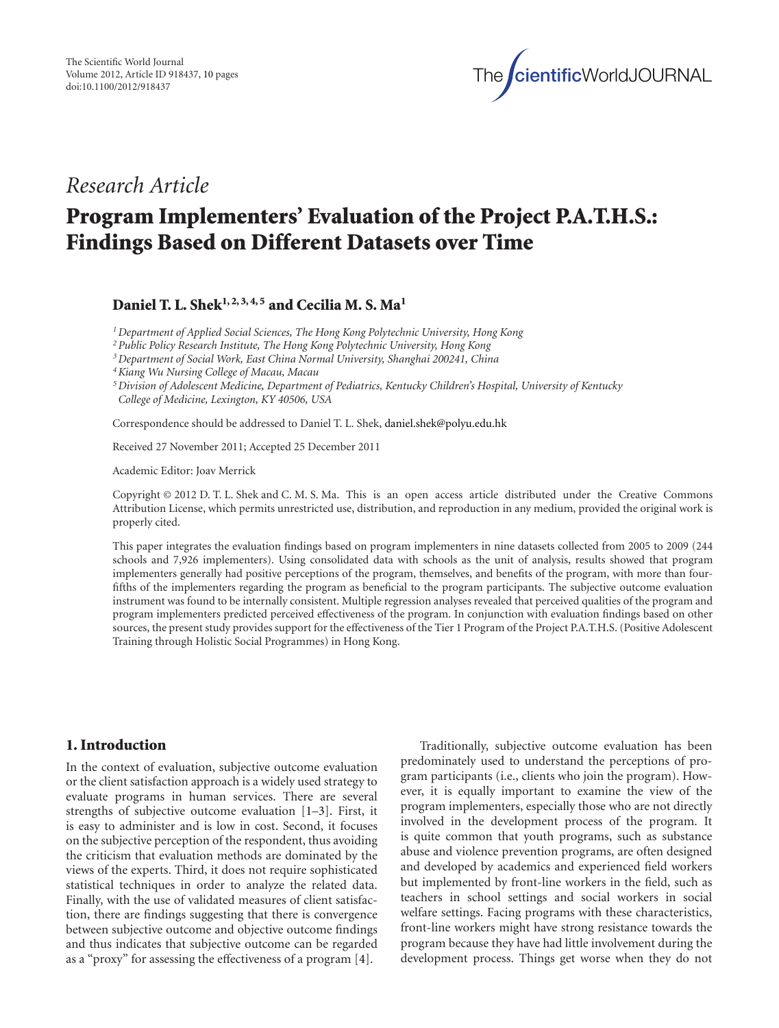*Research Article*

# Program Implementers' Evaluation of the Project P.A.T.H.S.: Findings Based on Different Datasets over Time

**Daniel T. L. Shek[1, 2, 3, 4, 5] and Cecilia M. S. Ma[1]**

[1] *Department of Applied Social Sciences, The Hong Kong Polytechnic University, Hong Kong*
[2] *Public Policy Research Institute, The Hong Kong Polytechnic University, Hong Kong*
[3] *Department of Social Work, East China Normal University, Shanghai 200241, China*
[4] *Kiang Wu Nursing College of Macau, Macau*
[5] *Division of Adolescent Medicine, Department of Pediatrics, Kentucky Children's Hospital, University of Kentucky College of Medicine, Lexington, KY 40506, USA*

Correspondence should be addressed to Daniel T. L. Shek, daniel.shek@polyu.edu.hk

Received 27 November 2011; Accepted 25 December 2011

Academic Editor: Joav Merrick

Copyright © 2012 D. T. L. Shek and C. M. S. Ma. This is an open access article distributed under the Creative Commons Attribution License, which permits unrestricted use, distribution, and reproduction in any medium, provided the original work is properly cited.

This paper integrates the evaluation findings based on program implementers in nine datasets collected from 2005 to 2009 (244 schools and 7,926 implementers). Using consolidated data with schools as the unit of analysis, results showed that program implementers generally had positive perceptions of the program, themselves, and benefits of the program, with more than four-fifths of the implementers regarding the program as beneficial to the program participants. The subjective outcome evaluation instrument was found to be internally consistent. Multiple regression analyses revealed that perceived qualities of the program and program implementers predicted perceived effectiveness of the program. In conjunction with evaluation findings based on other sources, the present study provides support for the effectiveness of the Tier 1 Program of the Project P.A.T.H.S. (Positive Adolescent Training through Holistic Social Programmes) in Hong Kong.

## 1. Introduction

In the context of evaluation, subjective outcome evaluation or the client satisfaction approach is a widely used strategy to evaluate programs in human services. There are several strengths of subjective outcome evaluation [1–3]. First, it is easy to administer and is low in cost. Second, it focuses on the subjective perception of the respondent, thus avoiding the criticism that evaluation methods are dominated by the views of the experts. Third, it does not require sophisticated statistical techniques in order to analyze the related data. Finally, with the use of validated measures of client satisfaction, there are findings suggesting that there is convergence between subjective outcome and objective outcome findings and thus indicates that subjective outcome can be regarded as a "proxy" for assessing the effectiveness of a program [4].

Traditionally, subjective outcome evaluation has been predominately used to understand the perceptions of program participants (i.e., clients who join the program). However, it is equally important to examine the view of the program implementers, especially those who are not directly involved in the development process of the program. It is quite common that youth programs, such as substance abuse and violence prevention programs, are often designed and developed by academics and experienced field workers but implemented by front-line workers in the field, such as teachers in school settings and social workers in social welfare settings. Facing programs with these characteristics, front-line workers might have strong resistance towards the program because they have had little involvement during the development process. Things get worse when they do not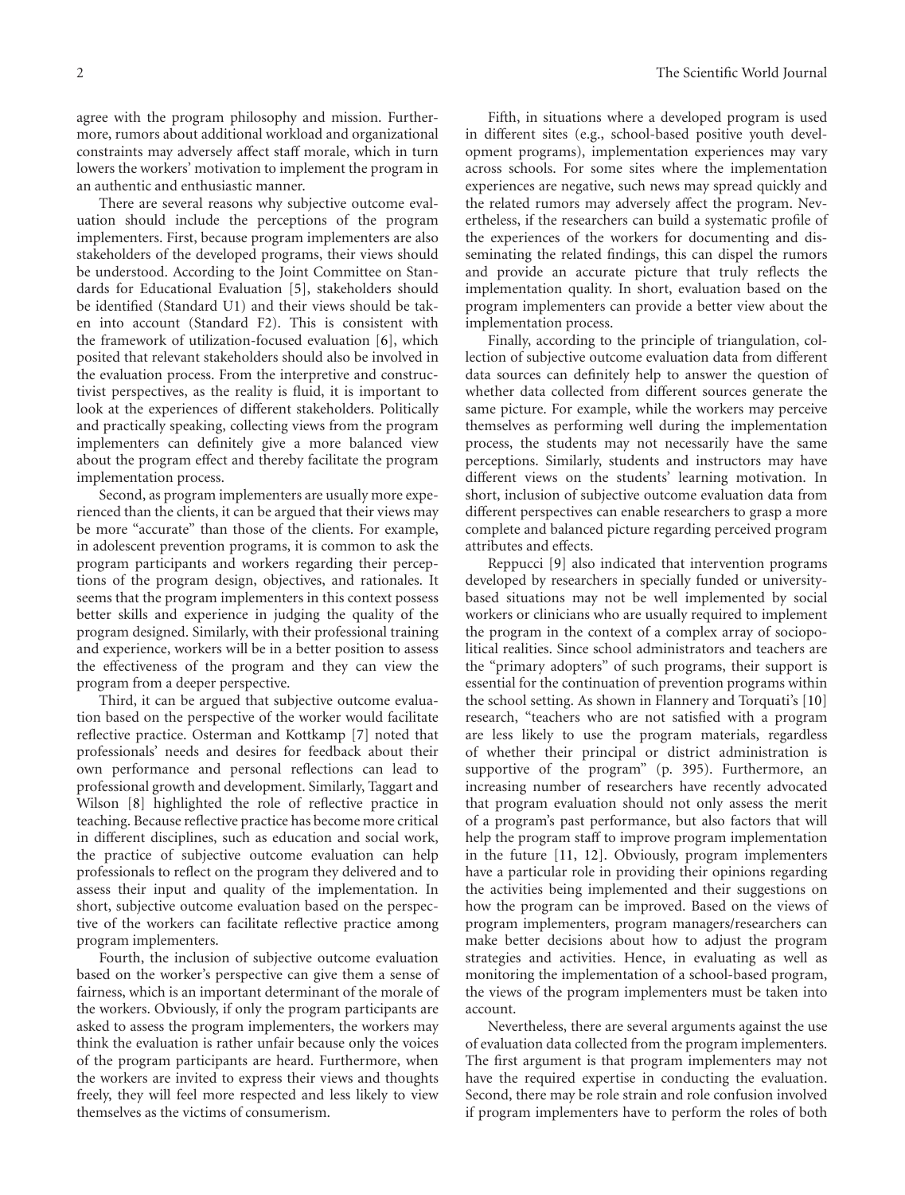agree with the program philosophy and mission. Furthermore, rumors about additional workload and organizational constraints may adversely affect staff morale, which in turn lowers the workers' motivation to implement the program in an authentic and enthusiastic manner.

There are several reasons why subjective outcome evaluation should include the perceptions of the program implementers. First, because program implementers are also stakeholders of the developed programs, their views should be understood. According to the Joint Committee on Standards for Educational Evaluation [5], stakeholders should be identified (Standard U1) and their views should be taken into account (Standard F2). This is consistent with the framework of utilization-focused evaluation [6], which posited that relevant stakeholders should also be involved in the evaluation process. From the interpretive and constructivist perspectives, as the reality is fluid, it is important to look at the experiences of different stakeholders. Politically and practically speaking, collecting views from the program implementers can definitely give a more balanced view about the program effect and thereby facilitate the program implementation process.

Second, as program implementers are usually more experienced than the clients, it can be argued that their views may be more "accurate" than those of the clients. For example, in adolescent prevention programs, it is common to ask the program participants and workers regarding their perceptions of the program design, objectives, and rationales. It seems that the program implementers in this context possess better skills and experience in judging the quality of the program designed. Similarly, with their professional training and experience, workers will be in a better position to assess the effectiveness of the program and they can view the program from a deeper perspective.

Third, it can be argued that subjective outcome evaluation based on the perspective of the worker would facilitate reflective practice. Osterman and Kottkamp [7] noted that professionals' needs and desires for feedback about their own performance and personal reflections can lead to professional growth and development. Similarly, Taggart and Wilson [8] highlighted the role of reflective practice in teaching. Because reflective practice has become more critical in different disciplines, such as education and social work, the practice of subjective outcome evaluation can help professionals to reflect on the program they delivered and to assess their input and quality of the implementation. In short, subjective outcome evaluation based on the perspective of the workers can facilitate reflective practice among program implementers.

Fourth, the inclusion of subjective outcome evaluation based on the worker's perspective can give them a sense of fairness, which is an important determinant of the morale of the workers. Obviously, if only the program participants are asked to assess the program implementers, the workers may think the evaluation is rather unfair because only the voices of the program participants are heard. Furthermore, when the workers are invited to express their views and thoughts freely, they will feel more respected and less likely to view themselves as the victims of consumerism.

Fifth, in situations where a developed program is used in different sites (e.g., school-based positive youth development programs), implementation experiences may vary across schools. For some sites where the implementation experiences are negative, such news may spread quickly and the related rumors may adversely affect the program. Nevertheless, if the researchers can build a systematic profile of the experiences of the workers for documenting and disseminating the related findings, this can dispel the rumors and provide an accurate picture that truly reflects the implementation quality. In short, evaluation based on the program implementers can provide a better view about the implementation process.

Finally, according to the principle of triangulation, collection of subjective outcome evaluation data from different data sources can definitely help to answer the question of whether data collected from different sources generate the same picture. For example, while the workers may perceive themselves as performing well during the implementation process, the students may not necessarily have the same perceptions. Similarly, students and instructors may have different views on the students' learning motivation. In short, inclusion of subjective outcome evaluation data from different perspectives can enable researchers to grasp a more complete and balanced picture regarding perceived program attributes and effects.

Reppucci [9] also indicated that intervention programs developed by researchers in specially funded or university-based situations may not be well implemented by social workers or clinicians who are usually required to implement the program in the context of a complex array of sociopolitical realities. Since school administrators and teachers are the "primary adopters" of such programs, their support is essential for the continuation of prevention programs within the school setting. As shown in Flannery and Torquati's [10] research, "teachers who are not satisfied with a program are less likely to use the program materials, regardless of whether their principal or district administration is supportive of the program" (p. 395). Furthermore, an increasing number of researchers have recently advocated that program evaluation should not only assess the merit of a program's past performance, but also factors that will help the program staff to improve program implementation in the future [11, 12]. Obviously, program implementers have a particular role in providing their opinions regarding the activities being implemented and their suggestions on how the program can be improved. Based on the views of program implementers, program managers/researchers can make better decisions about how to adjust the program strategies and activities. Hence, in evaluating as well as monitoring the implementation of a school-based program, the views of the program implementers must be taken into account.

Nevertheless, there are several arguments against the use of evaluation data collected from the program implementers. The first argument is that program implementers may not have the required expertise in conducting the evaluation. Second, there may be role strain and role confusion involved if program implementers have to perform the roles of both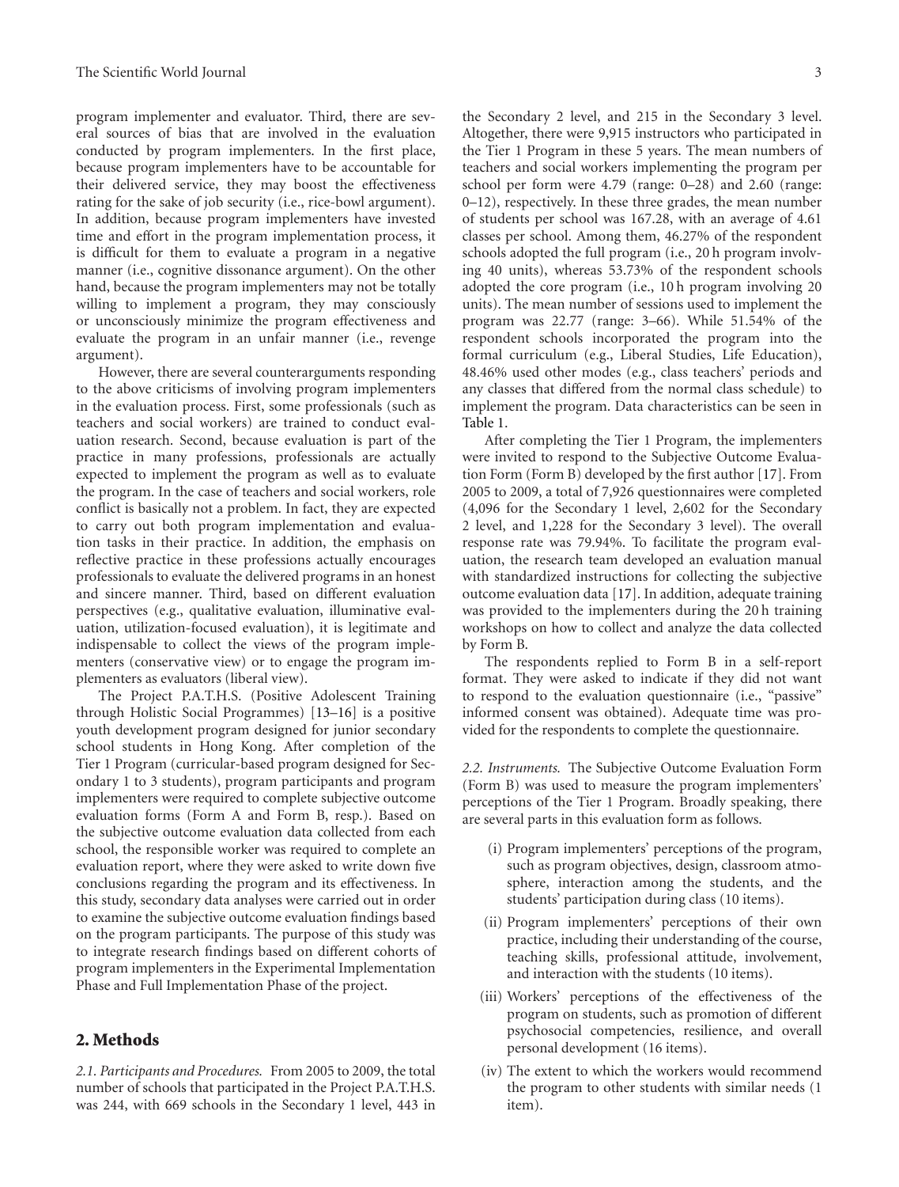program implementer and evaluator. Third, there are several sources of bias that are involved in the evaluation conducted by program implementers. In the first place, because program implementers have to be accountable for their delivered service, they may boost the effectiveness rating for the sake of job security (i.e., rice-bowl argument). In addition, because program implementers have invested time and effort in the program implementation process, it is difficult for them to evaluate a program in a negative manner (i.e., cognitive dissonance argument). On the other hand, because the program implementers may not be totally willing to implement a program, they may consciously or unconsciously minimize the program effectiveness and evaluate the program in an unfair manner (i.e., revenge argument).

However, there are several counterarguments responding to the above criticisms of involving program implementers in the evaluation process. First, some professionals (such as teachers and social workers) are trained to conduct evaluation research. Second, because evaluation is part of the practice in many professions, professionals are actually expected to implement the program as well as to evaluate the program. In the case of teachers and social workers, role conflict is basically not a problem. In fact, they are expected to carry out both program implementation and evaluation tasks in their practice. In addition, the emphasis on reflective practice in these professions actually encourages professionals to evaluate the delivered programs in an honest and sincere manner. Third, based on different evaluation perspectives (e.g., qualitative evaluation, illuminative evaluation, utilization-focused evaluation), it is legitimate and indispensable to collect the views of the program implementers (conservative view) or to engage the program implementers as evaluators (liberal view).

The Project P.A.T.H.S. (Positive Adolescent Training through Holistic Social Programmes) [13–16] is a positive youth development program designed for junior secondary school students in Hong Kong. After completion of the Tier 1 Program (curricular-based program designed for Secondary 1 to 3 students), program participants and program implementers were required to complete subjective outcome evaluation forms (Form A and Form B, resp.). Based on the subjective outcome evaluation data collected from each school, the responsible worker was required to complete an evaluation report, where they were asked to write down five conclusions regarding the program and its effectiveness. In this study, secondary data analyses were carried out in order to examine the subjective outcome evaluation findings based on the program participants. The purpose of this study was to integrate research findings based on different cohorts of program implementers in the Experimental Implementation Phase and Full Implementation Phase of the project.

## 2. Methods

*2.1. Participants and Procedures.* From 2005 to 2009, the total number of schools that participated in the Project P.A.T.H.S. was 244, with 669 schools in the Secondary 1 level, 443 in the Secondary 2 level, and 215 in the Secondary 3 level. Altogether, there were 9,915 instructors who participated in the Tier 1 Program in these 5 years. The mean numbers of teachers and social workers implementing the program per school per form were 4.79 (range: 0–28) and 2.60 (range: 0–12), respectively. In these three grades, the mean number of students per school was 167.28, with an average of 4.61 classes per school. Among them, 46.27% of the respondent schools adopted the full program (i.e., 20 h program involving 40 units), whereas 53.73% of the respondent schools adopted the core program (i.e., 10 h program involving 20 units). The mean number of sessions used to implement the program was 22.77 (range: 3–66). While 51.54% of the respondent schools incorporated the program into the formal curriculum (e.g., Liberal Studies, Life Education), 48.46% used other modes (e.g., class teachers' periods and any classes that differed from the normal class schedule) to implement the program. Data characteristics can be seen in Table 1.

After completing the Tier 1 Program, the implementers were invited to respond to the Subjective Outcome Evaluation Form (Form B) developed by the first author [17]. From 2005 to 2009, a total of 7,926 questionnaires were completed (4,096 for the Secondary 1 level, 2,602 for the Secondary 2 level, and 1,228 for the Secondary 3 level). The overall response rate was 79.94%. To facilitate the program evaluation, the research team developed an evaluation manual with standardized instructions for collecting the subjective outcome evaluation data [17]. In addition, adequate training was provided to the implementers during the 20 h training workshops on how to collect and analyze the data collected by Form B.

The respondents replied to Form B in a self-report format. They were asked to indicate if they did not want to respond to the evaluation questionnaire (i.e., "passive" informed consent was obtained). Adequate time was provided for the respondents to complete the questionnaire.

*2.2. Instruments.* The Subjective Outcome Evaluation Form (Form B) was used to measure the program implementers' perceptions of the Tier 1 Program. Broadly speaking, there are several parts in this evaluation form as follows.

- (i) Program implementers' perceptions of the program, such as program objectives, design, classroom atmosphere, interaction among the students, and the students' participation during class (10 items).
- (ii) Program implementers' perceptions of their own practice, including their understanding of the course, teaching skills, professional attitude, involvement, and interaction with the students (10 items).
- (iii) Workers' perceptions of the effectiveness of the program on students, such as promotion of different psychosocial competencies, resilience, and overall personal development (16 items).
- (iv) The extent to which the workers would recommend the program to other students with similar needs (1 item).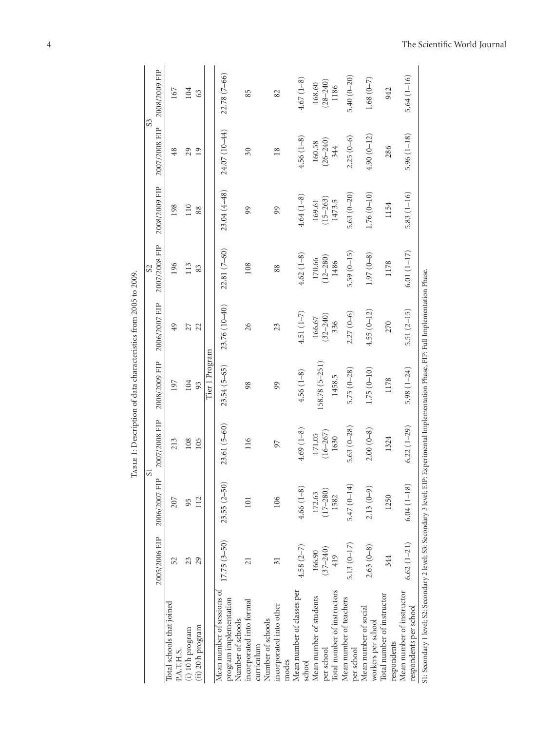Table 1: Description of data characteristics from 2005 to 2009.

| | S1 | | | | S2 | | | S3 | |
|---|---|---|---|---|---|---|---|---|---|
| | 2005/2006 EIP | 2006/2007 FIP | 2007/2008 FIP | 2008/2009 FIP | 2006/2007 EIP | 2007/2008 FIP | 2008/2009 FIP | 2007/2008 EIP | 2008/2009 FIP |
| Total schools that joined P.A.T.H.S. | 52 | 207 | 213 | 197 | 49 | 196 | 198 | 48 | 167 |
| (i) 10 h program | 23 | 95 | 108 | 104 | 27 | 113 | 110 | 29 | 104 |
| (ii) 20 h program | 29 | 112 | 105 | 93 | 22 | 83 | 88 | 19 | 63 |
| Tier 1 Program | | | | | | | | | |
| Mean number of sessions of program implementation | 17.75 (3–50) | 23.55 (2–50) | 23.61 (5–60) | 23.54 (5–65) | 23.76 (10–40) | 22.81 (7–60) | 23.04 (4–48) | 24.07 (10–44) | 22.78 (7–66) |
| Number of schools incorporated into formal curriculum | 21 | 101 | 116 | 98 | 26 | 108 | 99 | 30 | 85 |
| Number of schools incorporated into other modes | 31 | 106 | 97 | 99 | 23 | 88 | 99 | 18 | 82 |
| Mean number of classes per school | 4.58 (2–7) | 4.66 (1–8) | 4.69 (1–8) | 4.56 (1–8) | 4.51 (1–7) | 4.62 (1–8) | 4.64 (1–8) | 4.56 (1–8) | 4.67 (1–8) |
| Mean number of students per school | 166.90 (37–240) | 172.63 (17–280) | 171.05 (16–267) | 158.78 (5–251) | 166.67 (32–240) | 170.66 (12–280) | 169.61 (15–263) | 160.58 (26–240) | 168.60 (28–240) |
| Total number of instructors | 419 | 1582 | 1630 | 1458.5 | 336 | 1486 | 1473.5 | 344 | 1186 |
| Mean number of teachers per school | 5.13 (0–17) | 5.47 (0–14) | 5.63 (0–28) | 5.75 (0–28) | 2.27 (0–6) | 5.59 (0–15) | 5.63 (0–20) | 2.25 (0–6) | 5.40 (0–20) |
| Mean number of social workers per school | 2.63 (0–8) | 2.13 (0–9) | 2.00 (0–8) | 1.75 (0–10) | 4.55 (0–12) | 1.97 (0–8) | 1.76 (0–10) | 4.90 (0–12) | 1.68 (0–7) |
| Total number of instructor respondents | 344 | 1250 | 1324 | 1178 | 270 | 1178 | 1154 | 286 | 942 |
| Mean number of instructor respondents per school | 6.62 (1–21) | 6.04 (1–18) | 6.22 (1–29) | 5.98 (1–24) | 5.51 (2–15) | 6.01 (1–17) | 5.83 (1–16) | 5.96 (1–18) | 5.64 (1–16) |

S1: Secondary 1 level; S2: Secondary 2 level; S3: Secondary 3 level; EIP: Experimental Implementation Phase, FIP: Full Implementation Phase.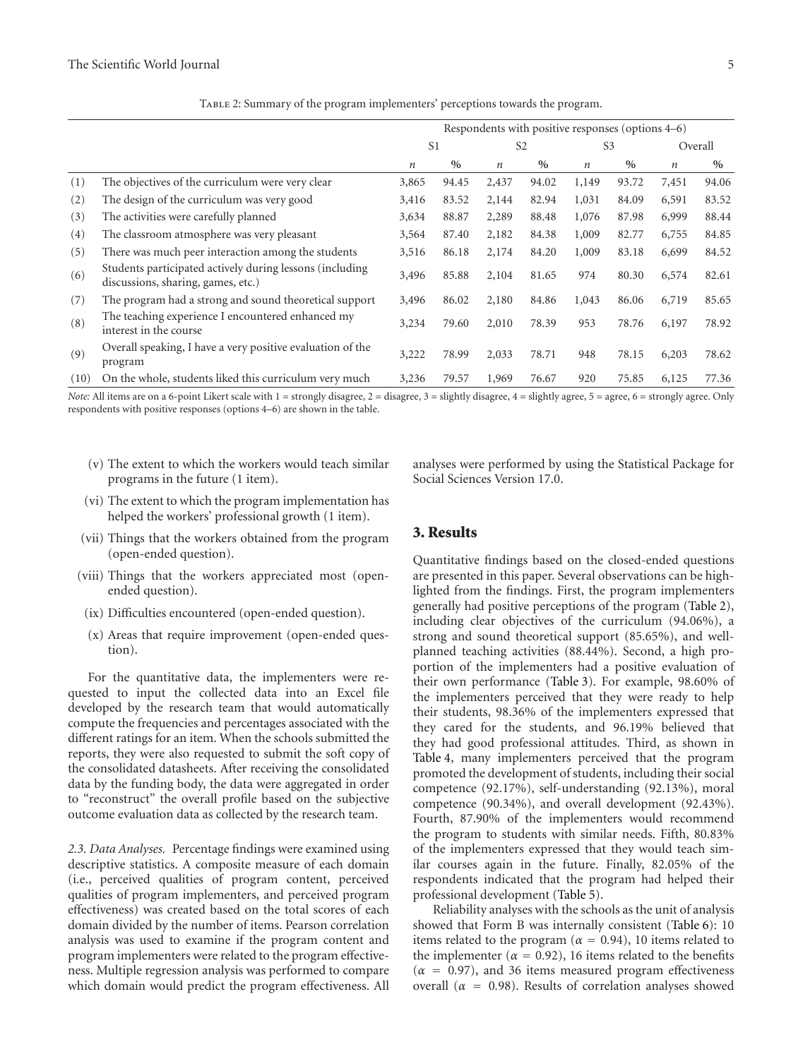Table 2: Summary of the program implementers' perceptions towards the program.

| | | Respondents with positive responses (options 4–6) | | | | | | | |
|---|---|---|---|---|---|---|---|---|---|
| | | S1 | | S2 | | S3 | | Overall | |
| | | *n* | % | *n* | % | *n* | % | *n* | % |
| (1) | The objectives of the curriculum were very clear | 3,865 | 94.45 | 2,437 | 94.02 | 1,149 | 93.72 | 7,451 | 94.06 |
| (2) | The design of the curriculum was very good | 3,416 | 83.52 | 2,144 | 82.94 | 1,031 | 84.09 | 6,591 | 83.52 |
| (3) | The activities were carefully planned | 3,634 | 88.87 | 2,289 | 88.48 | 1,076 | 87.98 | 6,999 | 88.44 |
| (4) | The classroom atmosphere was very pleasant | 3,564 | 87.40 | 2,182 | 84.38 | 1,009 | 82.77 | 6,755 | 84.85 |
| (5) | There was much peer interaction among the students | 3,516 | 86.18 | 2,174 | 84.20 | 1,009 | 83.18 | 6,699 | 84.52 |
| (6) | Students participated actively during lessons (including discussions, sharing, games, etc.) | 3,496 | 85.88 | 2,104 | 81.65 | 974 | 80.30 | 6,574 | 82.61 |
| (7) | The program had a strong and sound theoretical support | 3,496 | 86.02 | 2,180 | 84.86 | 1,043 | 86.06 | 6,719 | 85.65 |
| (8) | The teaching experience I encountered enhanced my interest in the course | 3,234 | 79.60 | 2,010 | 78.39 | 953 | 78.76 | 6,197 | 78.92 |
| (9) | Overall speaking, I have a very positive evaluation of the program | 3,222 | 78.99 | 2,033 | 78.71 | 948 | 78.15 | 6,203 | 78.62 |
| (10) | On the whole, students liked this curriculum very much | 3,236 | 79.57 | 1,969 | 76.67 | 920 | 75.85 | 6,125 | 77.36 |

*Note:* All items are on a 6-point Likert scale with 1 = strongly disagree, 2 = disagree, 3 = slightly disagree, 4 = slightly agree, 5 = agree, 6 = strongly agree. Only respondents with positive responses (options 4–6) are shown in the table.

(v) The extent to which the workers would teach similar programs in the future (1 item).

(vi) The extent to which the program implementation has helped the workers' professional growth (1 item).

(vii) Things that the workers obtained from the program (open-ended question).

(viii) Things that the workers appreciated most (open-ended question).

(ix) Difficulties encountered (open-ended question).

(x) Areas that require improvement (open-ended question).

For the quantitative data, the implementers were requested to input the collected data into an Excel file developed by the research team that would automatically compute the frequencies and percentages associated with the different ratings for an item. When the schools submitted the reports, they were also requested to submit the soft copy of the consolidated datasheets. After receiving the consolidated data by the funding body, the data were aggregated in order to "reconstruct" the overall profile based on the subjective outcome evaluation data as collected by the research team.

*2.3. Data Analyses.* Percentage findings were examined using descriptive statistics. A composite measure of each domain (i.e., perceived qualities of program content, perceived qualities of program implementers, and perceived program effectiveness) was created based on the total scores of each domain divided by the number of items. Pearson correlation analysis was used to examine if the program content and program implementers were related to the program effectiveness. Multiple regression analysis was performed to compare which domain would predict the program effectiveness. All analyses were performed by using the Statistical Package for Social Sciences Version 17.0.

## 3. Results

Quantitative findings based on the closed-ended questions are presented in this paper. Several observations can be highlighted from the findings. First, the program implementers generally had positive perceptions of the program (Table 2), including clear objectives of the curriculum (94.06%), a strong and sound theoretical support (85.65%), and well-planned teaching activities (88.44%). Second, a high proportion of the implementers had a positive evaluation of their own performance (Table 3). For example, 98.60% of the implementers perceived that they were ready to help their students, 98.36% of the implementers expressed that they cared for the students, and 96.19% believed that they had good professional attitudes. Third, as shown in Table 4, many implementers perceived that the program promoted the development of students, including their social competence (92.17%), self-understanding (92.13%), moral competence (90.34%), and overall development (92.43%). Fourth, 87.90% of the implementers would recommend the program to students with similar needs. Fifth, 80.83% of the implementers expressed that they would teach similar courses again in the future. Finally, 82.05% of the respondents indicated that the program had helped their professional development (Table 5).

Reliability analyses with the schools as the unit of analysis showed that Form B was internally consistent (Table 6): 10 items related to the program ($\alpha = 0.94$), 10 items related to the implementer ($\alpha = 0.92$), 16 items related to the benefits ($\alpha = 0.97$), and 36 items measured program effectiveness overall ($\alpha = 0.98$). Results of correlation analyses showed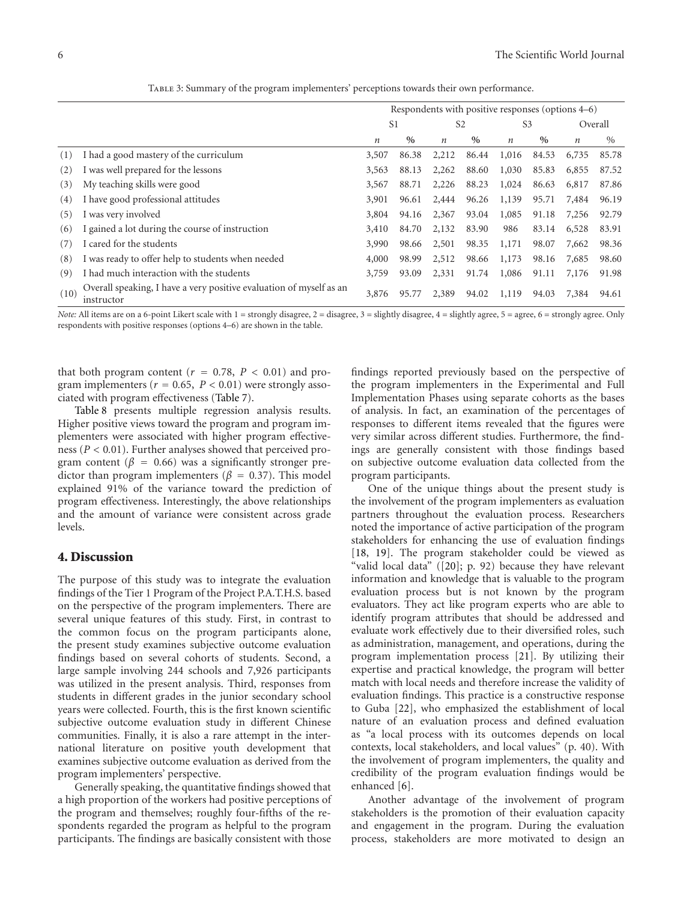Table 3: Summary of the program implementers' perceptions towards their own performance.

| | | Respondents with positive responses (options 4–6) | | | | | | | |
|---|---|---|---|---|---|---|---|---|---|
| | | S1 | | S2 | | S3 | | Overall | |
| | | $n$ | % | $n$ | % | $n$ | % | $n$ | % |
| (1) | I had a good mastery of the curriculum | 3,507 | 86.38 | 2,212 | 86.44 | 1,016 | 84.53 | 6,735 | 85.78 |
| (2) | I was well prepared for the lessons | 3,563 | 88.13 | 2,262 | 88.60 | 1,030 | 85.83 | 6,855 | 87.52 |
| (3) | My teaching skills were good | 3,567 | 88.71 | 2,226 | 88.23 | 1,024 | 86.63 | 6,817 | 87.86 |
| (4) | I have good professional attitudes | 3,901 | 96.61 | 2,444 | 96.26 | 1,139 | 95.71 | 7,484 | 96.19 |
| (5) | I was very involved | 3,804 | 94.16 | 2,367 | 93.04 | 1,085 | 91.18 | 7,256 | 92.79 |
| (6) | I gained a lot during the course of instruction | 3,410 | 84.70 | 2,132 | 83.90 | 986 | 83.14 | 6,528 | 83.91 |
| (7) | I cared for the students | 3,990 | 98.66 | 2,501 | 98.35 | 1,171 | 98.07 | 7,662 | 98.36 |
| (8) | I was ready to offer help to students when needed | 4,000 | 98.99 | 2,512 | 98.66 | 1,173 | 98.16 | 7,685 | 98.60 |
| (9) | I had much interaction with the students | 3,759 | 93.09 | 2,331 | 91.74 | 1,086 | 91.11 | 7,176 | 91.98 |
| (10) | Overall speaking, I have a very positive evaluation of myself as an instructor | 3,876 | 95.77 | 2,389 | 94.02 | 1,119 | 94.03 | 7,384 | 94.61 |

*Note:* All items are on a 6-point Likert scale with 1 = strongly disagree, 2 = disagree, 3 = slightly disagree, 4 = slightly agree, 5 = agree, 6 = strongly agree. Only respondents with positive responses (options 4–6) are shown in the table.

that both program content ($r = 0.78$, $P < 0.01$) and program implementers ($r = 0.65$, $P < 0.01$) were strongly associated with program effectiveness (Table 7).

Table 8 presents multiple regression analysis results. Higher positive views toward the program and program implementers were associated with higher program effectiveness ($P < 0.01$). Further analyses showed that perceived program content ($\beta = 0.66$) was a significantly stronger predictor than program implementers ($\beta = 0.37$). This model explained 91% of the variance toward the prediction of program effectiveness. Interestingly, the above relationships and the amount of variance were consistent across grade levels.

## 4. Discussion

The purpose of this study was to integrate the evaluation findings of the Tier 1 Program of the Project P.A.T.H.S. based on the perspective of the program implementers. There are several unique features of this study. First, in contrast to the common focus on the program participants alone, the present study examines subjective outcome evaluation findings based on several cohorts of students. Second, a large sample involving 244 schools and 7,926 participants was utilized in the present analysis. Third, responses from students in different grades in the junior secondary school years were collected. Fourth, this is the first known scientific subjective outcome evaluation study in different Chinese communities. Finally, it is also a rare attempt in the international literature on positive youth development that examines subjective outcome evaluation as derived from the program implementers' perspective.

Generally speaking, the quantitative findings showed that a high proportion of the workers had positive perceptions of the program and themselves; roughly four-fifths of the respondents regarded the program as helpful to the program participants. The findings are basically consistent with those findings reported previously based on the perspective of the program implementers in the Experimental and Full Implementation Phases using separate cohorts as the bases of analysis. In fact, an examination of the percentages of responses to different items revealed that the figures were very similar across different studies. Furthermore, the findings are generally consistent with those findings based on subjective outcome evaluation data collected from the program participants.

One of the unique things about the present study is the involvement of the program implementers as evaluation partners throughout the evaluation process. Researchers noted the importance of active participation of the program stakeholders for enhancing the use of evaluation findings [18, 19]. The program stakeholder could be viewed as "valid local data" ([20]; p. 92) because they have relevant information and knowledge that is valuable to the program evaluation process but is not known by the program evaluators. They act like program experts who are able to identify program attributes that should be addressed and evaluate work effectively due to their diversified roles, such as administration, management, and operations, during the program implementation process [21]. By utilizing their expertise and practical knowledge, the program will better match with local needs and therefore increase the validity of evaluation findings. This practice is a constructive response to Guba [22], who emphasized the establishment of local nature of an evaluation process and defined evaluation as "a local process with its outcomes depends on local contexts, local stakeholders, and local values" (p. 40). With the involvement of program implementers, the quality and credibility of the program evaluation findings would be enhanced [6].

Another advantage of the involvement of program stakeholders is the promotion of their evaluation capacity and engagement in the program. During the evaluation process, stakeholders are more motivated to design an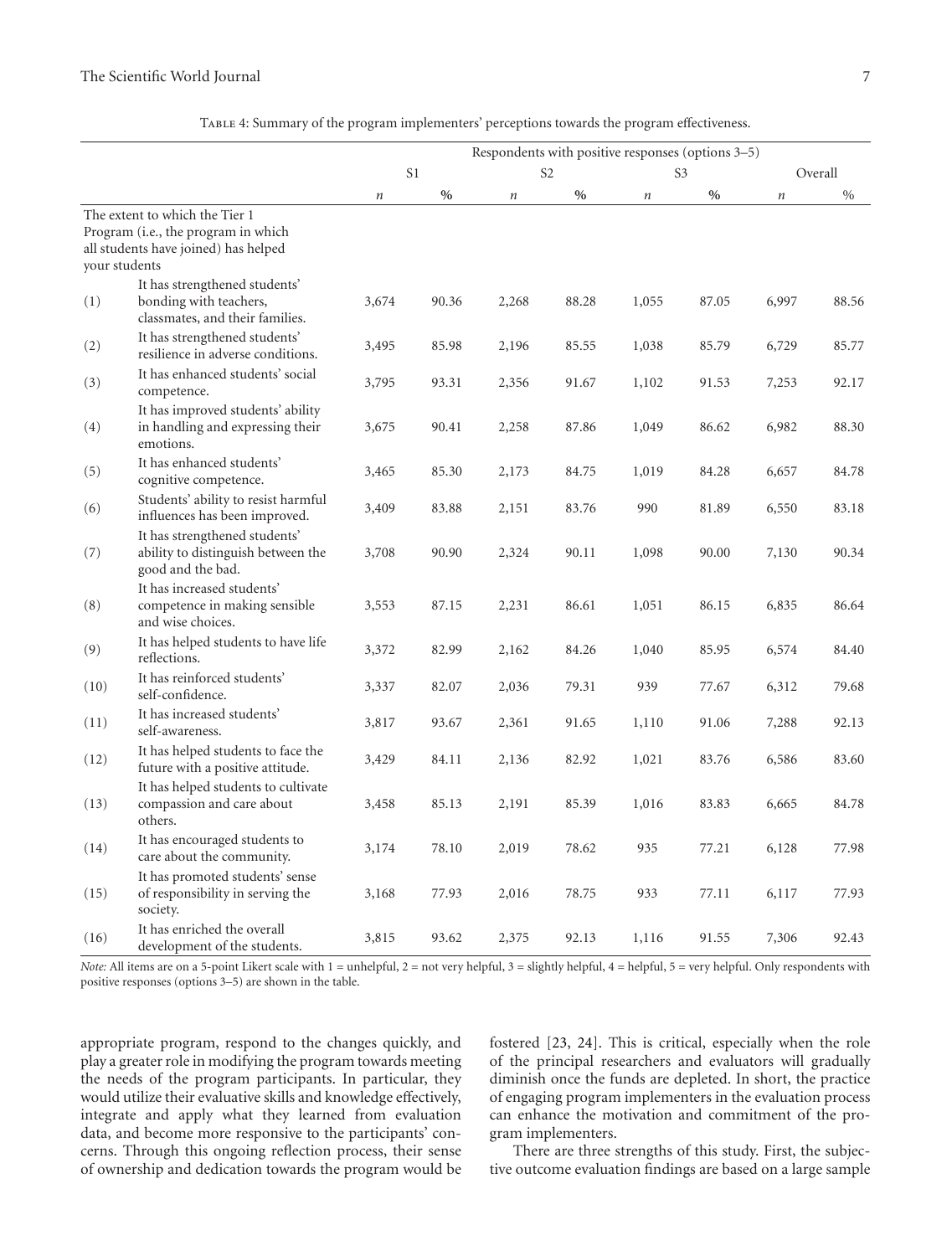Table 4: Summary of the program implementers' perceptions towards the program effectiveness.

| | | Respondents with positive responses (options 3–5) | | | | | | | |
|---|---|---|---|---|---|---|---|---|---|
| | | S1 | | S2 | | S3 | | Overall | |
| | | *n* | % | *n* | % | *n* | % | *n* | % |
| The extent to which the Tier 1 Program (i.e., the program in which all students have joined) has helped your students | | | | | | | | | |
| (1) | It has strengthened students' bonding with teachers, classmates, and their families. | 3,674 | 90.36 | 2,268 | 88.28 | 1,055 | 87.05 | 6,997 | 88.56 |
| (2) | It has strengthened students' resilience in adverse conditions. | 3,495 | 85.98 | 2,196 | 85.55 | 1,038 | 85.79 | 6,729 | 85.77 |
| (3) | It has enhanced students' social competence. | 3,795 | 93.31 | 2,356 | 91.67 | 1,102 | 91.53 | 7,253 | 92.17 |
| (4) | It has improved students' ability in handling and expressing their emotions. | 3,675 | 90.41 | 2,258 | 87.86 | 1,049 | 86.62 | 6,982 | 88.30 |
| (5) | It has enhanced students' cognitive competence. | 3,465 | 85.30 | 2,173 | 84.75 | 1,019 | 84.28 | 6,657 | 84.78 |
| (6) | Students' ability to resist harmful influences has been improved. | 3,409 | 83.88 | 2,151 | 83.76 | 990 | 81.89 | 6,550 | 83.18 |
| (7) | It has strengthened students' ability to distinguish between the good and the bad. | 3,708 | 90.90 | 2,324 | 90.11 | 1,098 | 90.00 | 7,130 | 90.34 |
| (8) | It has increased students' competence in making sensible and wise choices. | 3,553 | 87.15 | 2,231 | 86.61 | 1,051 | 86.15 | 6,835 | 86.64 |
| (9) | It has helped students to have life reflections. | 3,372 | 82.99 | 2,162 | 84.26 | 1,040 | 85.95 | 6,574 | 84.40 |
| (10) | It has reinforced students' self-confidence. | 3,337 | 82.07 | 2,036 | 79.31 | 939 | 77.67 | 6,312 | 79.68 |
| (11) | It has increased students' self-awareness. | 3,817 | 93.67 | 2,361 | 91.65 | 1,110 | 91.06 | 7,288 | 92.13 |
| (12) | It has helped students to face the future with a positive attitude. | 3,429 | 84.11 | 2,136 | 82.92 | 1,021 | 83.76 | 6,586 | 83.60 |
| (13) | It has helped students to cultivate compassion and care about others. | 3,458 | 85.13 | 2,191 | 85.39 | 1,016 | 83.83 | 6,665 | 84.78 |
| (14) | It has encouraged students to care about the community. | 3,174 | 78.10 | 2,019 | 78.62 | 935 | 77.21 | 6,128 | 77.98 |
| (15) | It has promoted students' sense of responsibility in serving the society. | 3,168 | 77.93 | 2,016 | 78.75 | 933 | 77.11 | 6,117 | 77.93 |
| (16) | It has enriched the overall development of the students. | 3,815 | 93.62 | 2,375 | 92.13 | 1,116 | 91.55 | 7,306 | 92.43 |

*Note:* All items are on a 5-point Likert scale with 1 = unhelpful, 2 = not very helpful, 3 = slightly helpful, 4 = helpful, 5 = very helpful. Only respondents with positive responses (options 3–5) are shown in the table.

appropriate program, respond to the changes quickly, and play a greater role in modifying the program towards meeting the needs of the program participants. In particular, they would utilize their evaluative skills and knowledge effectively, integrate and apply what they learned from evaluation data, and become more responsive to the participants' concerns. Through this ongoing reflection process, their sense of ownership and dedication towards the program would be fostered [23, 24]. This is critical, especially when the role of the principal researchers and evaluators will gradually diminish once the funds are depleted. In short, the practice of engaging program implementers in the evaluation process can enhance the motivation and commitment of the program implementers.

There are three strengths of this study. First, the subjective outcome evaluation findings are based on a large sample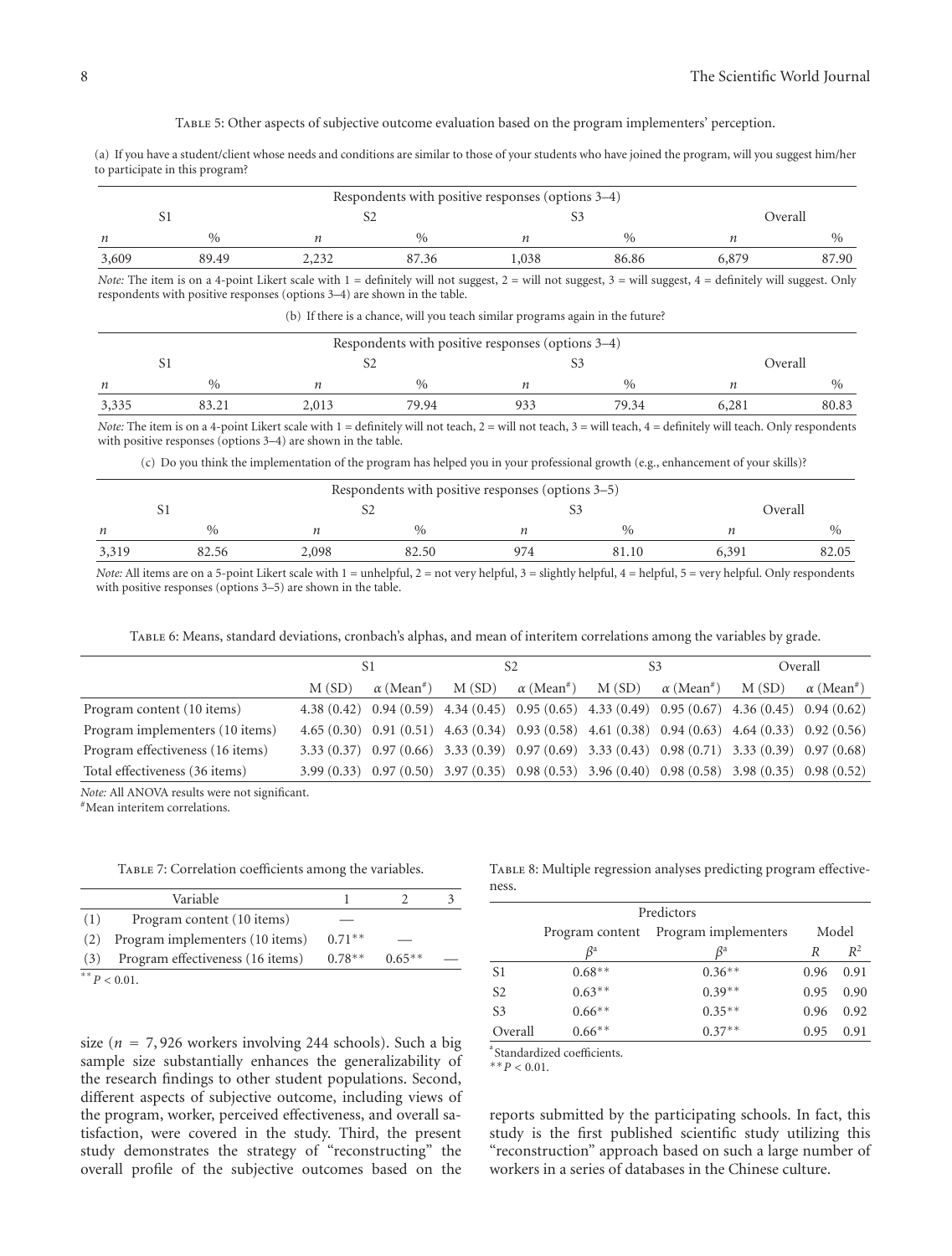Table 5: Other aspects of subjective outcome evaluation based on the program implementers' perception.

(a) If you have a student/client whose needs and conditions are similar to those of your students who have joined the program, will you suggest him/her to participate in this program?

| Respondents with positive responses (options 3–4) | | | | | | | |
|---|---|---|---|---|---|---|---|
| S1 | | S2 | | S3 | | Overall | |
| $n$ | % | $n$ | % | $n$ | % | $n$ | % |
| 3,609 | 89.49 | 2,232 | 87.36 | 1,038 | 86.86 | 6,879 | 87.90 |

*Note:* The item is on a 4-point Likert scale with 1 = definitely will not suggest, 2 = will not suggest, 3 = will suggest, 4 = definitely will suggest. Only respondents with positive responses (options 3–4) are shown in the table.

(b) If there is a chance, will you teach similar programs again in the future?

| Respondents with positive responses (options 3–4) | | | | | | | |
|---|---|---|---|---|---|---|---|
| S1 | | S2 | | S3 | | Overall | |
| $n$ | % | $n$ | % | $n$ | % | $n$ | % |
| 3,335 | 83.21 | 2,013 | 79.94 | 933 | 79.34 | 6,281 | 80.83 |

*Note:* The item is on a 4-point Likert scale with 1 = definitely will not teach, 2 = will not teach, 3 = will teach, 4 = definitely will teach. Only respondents with positive responses (options 3–4) are shown in the table.

(c) Do you think the implementation of the program has helped you in your professional growth (e.g., enhancement of your skills)?

| Respondents with positive responses (options 3–5) | | | | | | | |
|---|---|---|---|---|---|---|---|
| S1 | | S2 | | S3 | | Overall | |
| $n$ | % | $n$ | % | $n$ | % | $n$ | % |
| 3,319 | 82.56 | 2,098 | 82.50 | 974 | 81.10 | 6,391 | 82.05 |

*Note:* All items are on a 5-point Likert scale with 1 = unhelpful, 2 = not very helpful, 3 = slightly helpful, 4 = helpful, 5 = very helpful. Only respondents with positive responses (options 3–5) are shown in the table.

Table 6: Means, standard deviations, cronbach's alphas, and mean of interitem correlations among the variables by grade.

| | S1 | | S2 | | S3 | | Overall | |
|---|---|---|---|---|---|---|---|---|
| | M (SD) | $\alpha$ (Mean[#]) | M (SD) | $\alpha$ (Mean[#]) | M (SD) | $\alpha$ (Mean[#]) | M (SD) | $\alpha$ (Mean[#]) |
| Program content (10 items) | 4.38 (0.42) | 0.94 (0.59) | 4.34 (0.45) | 0.95 (0.65) | 4.33 (0.49) | 0.95 (0.67) | 4.36 (0.45) | 0.94 (0.62) |
| Program implementers (10 items) | 4.65 (0.30) | 0.91 (0.51) | 4.63 (0.34) | 0.93 (0.58) | 4.61 (0.38) | 0.94 (0.63) | 4.64 (0.33) | 0.92 (0.56) |
| Program effectiveness (16 items) | 3.33 (0.37) | 0.97 (0.66) | 3.33 (0.39) | 0.97 (0.69) | 3.33 (0.43) | 0.98 (0.71) | 3.33 (0.39) | 0.97 (0.68) |
| Total effectiveness (36 items) | 3.99 (0.33) | 0.97 (0.50) | 3.97 (0.35) | 0.98 (0.53) | 3.96 (0.40) | 0.98 (0.58) | 3.98 (0.35) | 0.98 (0.52) |

*Note:* All ANOVA results were not significant.
[#]Mean interitem correlations.

Table 7: Correlation coefficients among the variables.

| | Variable | 1 | 2 | 3 |
|---|---|---|---|---|
| (1) | Program content (10 items) | — | | |
| (2) | Program implementers (10 items) | 0.71** | — | |
| (3) | Program effectiveness (16 items) | 0.78** | 0.65** | — |

**$P < 0.01$.

Table 8: Multiple regression analyses predicting program effectiveness.

| | Predictors | | | |
|---|---|---|---|---|
| | Program content | Program implementers | Model | |
| | $\beta$[a] | $\beta$[a] | $R$ | $R^2$ |
| S1 | 0.68** | 0.36** | 0.96 | 0.91 |
| S2 | 0.63** | 0.39** | 0.95 | 0.90 |
| S3 | 0.66** | 0.35** | 0.96 | 0.92 |
| Overall | 0.66** | 0.37** | 0.95 | 0.91 |

[a]Standardized coefficients.
**$P < 0.01$.

size ($n = 7,926$ workers involving 244 schools). Such a big sample size substantially enhances the generalizability of the research findings to other student populations. Second, different aspects of subjective outcome, including views of the program, worker, perceived effectiveness, and overall satisfaction, were covered in the study. Third, the present study demonstrates the strategy of "reconstructing" the overall profile of the subjective outcomes based on the reports submitted by the participating schools. In fact, this study is the first published scientific study utilizing this "reconstruction" approach based on such a large number of workers in a series of databases in the Chinese culture.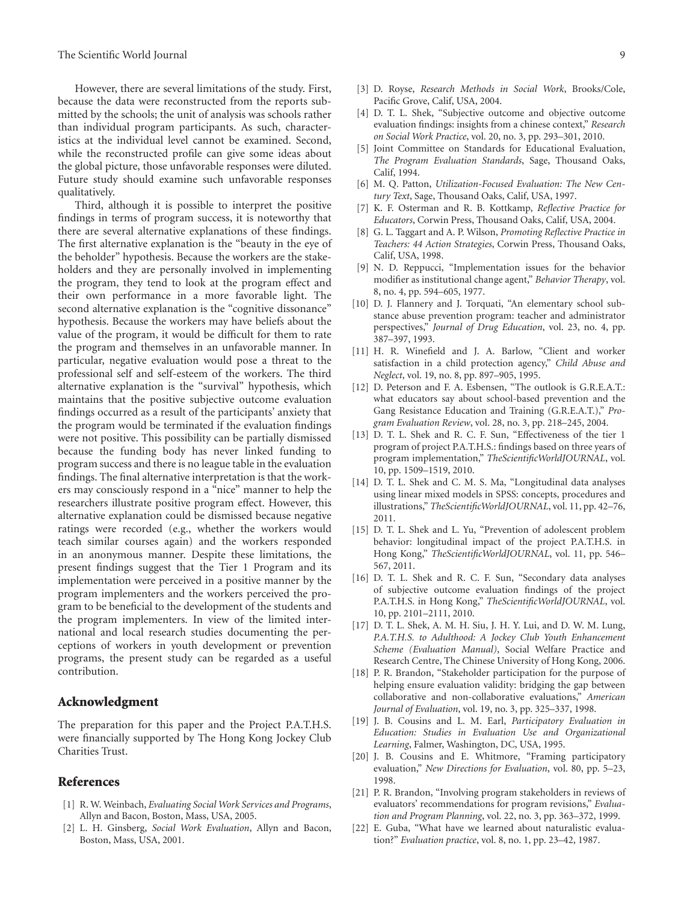However, there are several limitations of the study. First, because the data were reconstructed from the reports submitted by the schools; the unit of analysis was schools rather than individual program participants. As such, characteristics at the individual level cannot be examined. Second, while the reconstructed profile can give some ideas about the global picture, those unfavorable responses were diluted. Future study should examine such unfavorable responses qualitatively.

Third, although it is possible to interpret the positive findings in terms of program success, it is noteworthy that there are several alternative explanations of these findings. The first alternative explanation is the "beauty in the eye of the beholder" hypothesis. Because the workers are the stakeholders and they are personally involved in implementing the program, they tend to look at the program effect and their own performance in a more favorable light. The second alternative explanation is the "cognitive dissonance" hypothesis. Because the workers may have beliefs about the value of the program, it would be difficult for them to rate the program and themselves in an unfavorable manner. In particular, negative evaluation would pose a threat to the professional self and self-esteem of the workers. The third alternative explanation is the "survival" hypothesis, which maintains that the positive subjective outcome evaluation findings occurred as a result of the participants' anxiety that the program would be terminated if the evaluation findings were not positive. This possibility can be partially dismissed because the funding body has never linked funding to program success and there is no league table in the evaluation findings. The final alternative interpretation is that the workers may consciously respond in a "nice" manner to help the researchers illustrate positive program effect. However, this alternative explanation could be dismissed because negative ratings were recorded (e.g., whether the workers would teach similar courses again) and the workers responded in an anonymous manner. Despite these limitations, the present findings suggest that the Tier 1 Program and its implementation were perceived in a positive manner by the program implementers and the workers perceived the program to be beneficial to the development of the students and the program implementers. In view of the limited international and local research studies documenting the perceptions of workers in youth development or prevention programs, the present study can be regarded as a useful contribution.

## Acknowledgment

The preparation for this paper and the Project P.A.T.H.S. were financially supported by The Hong Kong Jockey Club Charities Trust.

## References

[1] R. W. Weinbach, *Evaluating Social Work Services and Programs*, Allyn and Bacon, Boston, Mass, USA, 2005.

[2] L. H. Ginsberg, *Social Work Evaluation*, Allyn and Bacon, Boston, Mass, USA, 2001.

[3] D. Royse, *Research Methods in Social Work*, Brooks/Cole, Pacific Grove, Calif, USA, 2004.

[4] D. T. L. Shek, "Subjective outcome and objective outcome evaluation findings: insights from a chinese context," *Research on Social Work Practice*, vol. 20, no. 3, pp. 293–301, 2010.

[5] Joint Committee on Standards for Educational Evaluation, *The Program Evaluation Standards*, Sage, Thousand Oaks, Calif, 1994.

[6] M. Q. Patton, *Utilization-Focused Evaluation: The New Century Text*, Sage, Thousand Oaks, Calif, USA, 1997.

[7] K. F. Osterman and R. B. Kottkamp, *Reflective Practice for Educators*, Corwin Press, Thousand Oaks, Calif, USA, 2004.

[8] G. L. Taggart and A. P. Wilson, *Promoting Reflective Practice in Teachers: 44 Action Strategies*, Corwin Press, Thousand Oaks, Calif, USA, 1998.

[9] N. D. Reppucci, "Implementation issues for the behavior modifier as institutional change agent," *Behavior Therapy*, vol. 8, no. 4, pp. 594–605, 1977.

[10] D. J. Flannery and J. Torquati, "An elementary school substance abuse prevention program: teacher and administrator perspectives," *Journal of Drug Education*, vol. 23, no. 4, pp. 387–397, 1993.

[11] H. R. Winefield and J. A. Barlow, "Client and worker satisfaction in a child protection agency," *Child Abuse and Neglect*, vol. 19, no. 8, pp. 897–905, 1995.

[12] D. Peterson and F. A. Esbensen, "The outlook is G.R.E.A.T.: what educators say about school-based prevention and the Gang Resistance Education and Training (G.R.E.A.T.)," *Program Evaluation Review*, vol. 28, no. 3, pp. 218–245, 2004.

[13] D. T. L. Shek and R. C. F. Sun, "Effectiveness of the tier 1 program of project P.A.T.H.S.: findings based on three years of program implementation," *TheScientificWorldJOURNAL*, vol. 10, pp. 1509–1519, 2010.

[14] D. T. L. Shek and C. M. S. Ma, "Longitudinal data analyses using linear mixed models in SPSS: concepts, procedures and illustrations," *TheScientificWorldJOURNAL*, vol. 11, pp. 42–76, 2011.

[15] D. T. L. Shek and L. Yu, "Prevention of adolescent problem behavior: longitudinal impact of the project P.A.T.H.S. in Hong Kong," *TheScientificWorldJOURNAL*, vol. 11, pp. 546–567, 2011.

[16] D. T. L. Shek and R. C. F. Sun, "Secondary data analyses of subjective outcome evaluation findings of the project P.A.T.H.S. in Hong Kong," *TheScientificWorldJOURNAL*, vol. 10, pp. 2101–2111, 2010.

[17] D. T. L. Shek, A. M. H. Siu, J. H. Y. Lui, and D. W. M. Lung, *P.A.T.H.S. to Adulthood: A Jockey Club Youth Enhancement Scheme (Evaluation Manual)*, Social Welfare Practice and Research Centre, The Chinese University of Hong Kong, 2006.

[18] P. R. Brandon, "Stakeholder participation for the purpose of helping ensure evaluation validity: bridging the gap between collaborative and non-collaborative evaluations," *American Journal of Evaluation*, vol. 19, no. 3, pp. 325–337, 1998.

[19] J. B. Cousins and L. M. Earl, *Participatory Evaluation in Education: Studies in Evaluation Use and Organizational Learning*, Falmer, Washington, DC, USA, 1995.

[20] J. B. Cousins and E. Whitmore, "Framing participatory evaluation," *New Directions for Evaluation*, vol. 80, pp. 5–23, 1998.

[21] P. R. Brandon, "Involving program stakeholders in reviews of evaluators' recommendations for program revisions," *Evaluation and Program Planning*, vol. 22, no. 3, pp. 363–372, 1999.

[22] E. Guba, "What have we learned about naturalistic evaluation?" *Evaluation practice*, vol. 8, no. 1, pp. 23–42, 1987.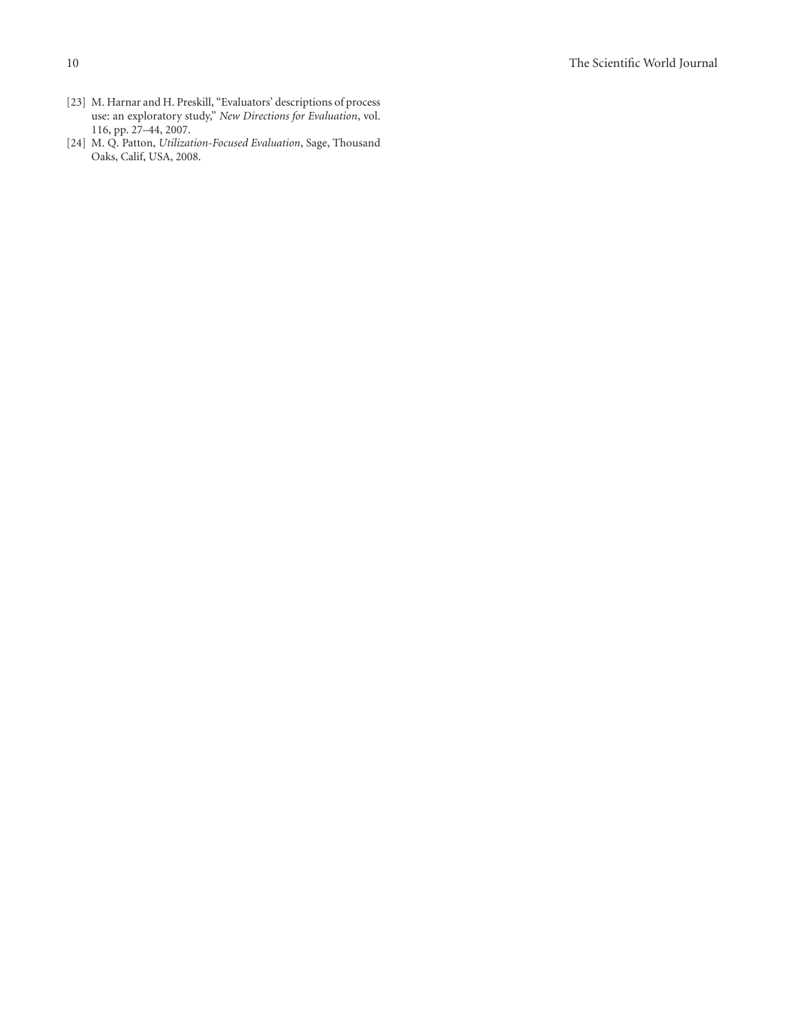[23] M. Harnar and H. Preskill, "Evaluators' descriptions of process use: an exploratory study," *New Directions for Evaluation*, vol. 116, pp. 27–44, 2007.

[24] M. Q. Patton, *Utilization-Focused Evaluation*, Sage, Thousand Oaks, Calif, USA, 2008.